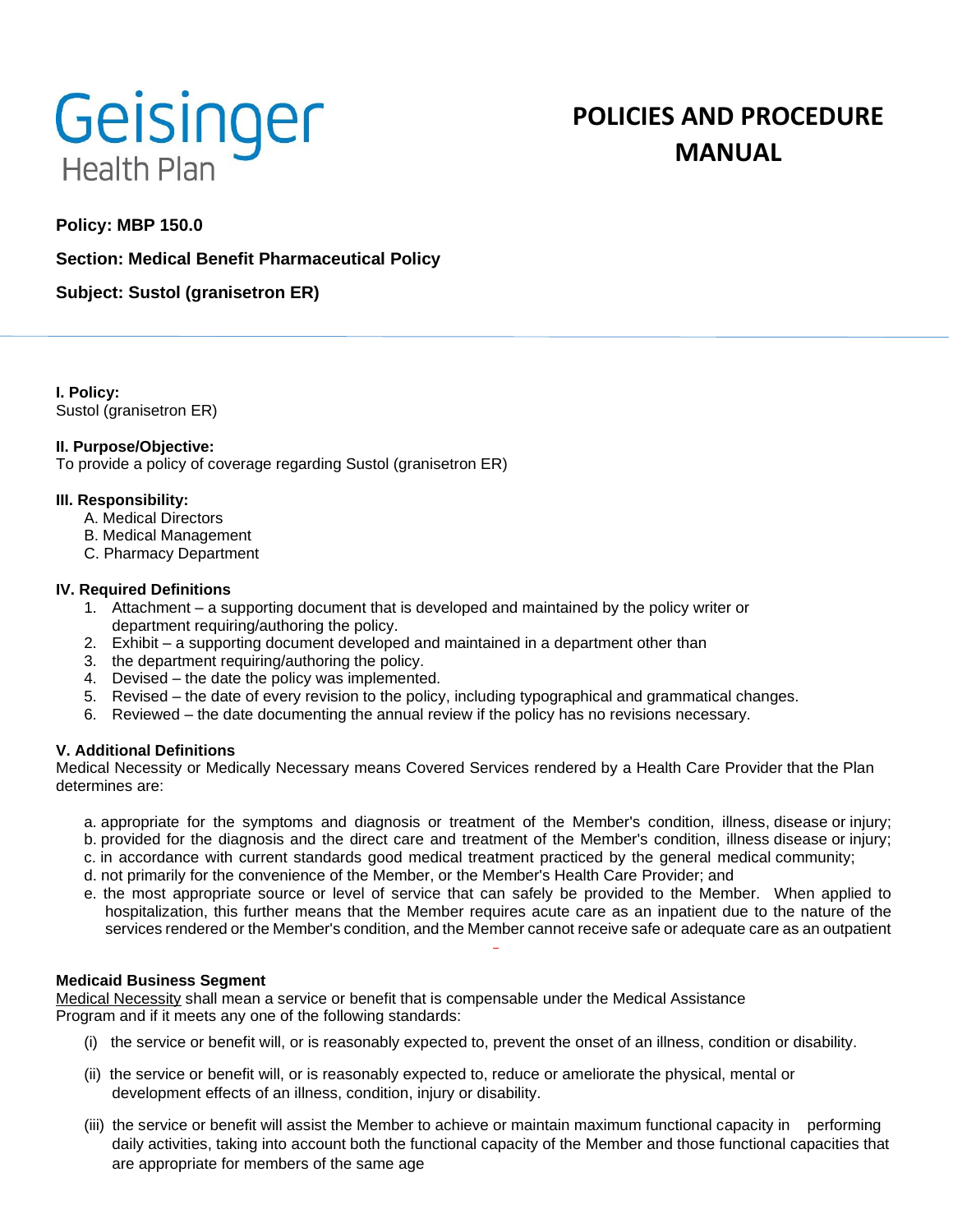Geisinger Health Plan

# POLICIES AND PROCEDURE MANUAL

**Policy: MBP 150.0**

**Section: Medical Benefit Pharmaceutical Policy**

**Subject: Sustol (granisetron ER)**

**I. Policy:**
Sustol (granisetron ER)

**II. Purpose/Objective:**
To provide a policy of coverage regarding Sustol (granisetron ER)

**III. Responsibility:**

A. Medical Directors
B. Medical Management
C. Pharmacy Department

**IV. Required Definitions**

1. Attachment – a supporting document that is developed and maintained by the policy writer or department requiring/authoring the policy.
2. Exhibit – a supporting document developed and maintained in a department other than
3. the department requiring/authoring the policy.
4. Devised – the date the policy was implemented.
5. Revised – the date of every revision to the policy, including typographical and grammatical changes.
6. Reviewed – the date documenting the annual review if the policy has no revisions necessary.

**V. Additional Definitions**

Medical Necessity or Medically Necessary means Covered Services rendered by a Health Care Provider that the Plan determines are:

a. appropriate for the symptoms and diagnosis or treatment of the Member's condition, illness, disease or injury;
b. provided for the diagnosis and the direct care and treatment of the Member's condition, illness disease or injury;
c. in accordance with current standards good medical treatment practiced by the general medical community;
d. not primarily for the convenience of the Member, or the Member's Health Care Provider; and
e. the most appropriate source or level of service that can safely be provided to the Member. When applied to hospitalization, this further means that the Member requires acute care as an inpatient due to the nature of the services rendered or the Member's condition, and the Member cannot receive safe or adequate care as an outpatient

**Medicaid Business Segment**

Medical Necessity shall mean a service or benefit that is compensable under the Medical Assistance Program and if it meets any one of the following standards:

(i) the service or benefit will, or is reasonably expected to, prevent the onset of an illness, condition or disability.

(ii) the service or benefit will, or is reasonably expected to, reduce or ameliorate the physical, mental or development effects of an illness, condition, injury or disability.

(iii) the service or benefit will assist the Member to achieve or maintain maximum functional capacity in performing daily activities, taking into account both the functional capacity of the Member and those functional capacities that are appropriate for members of the same age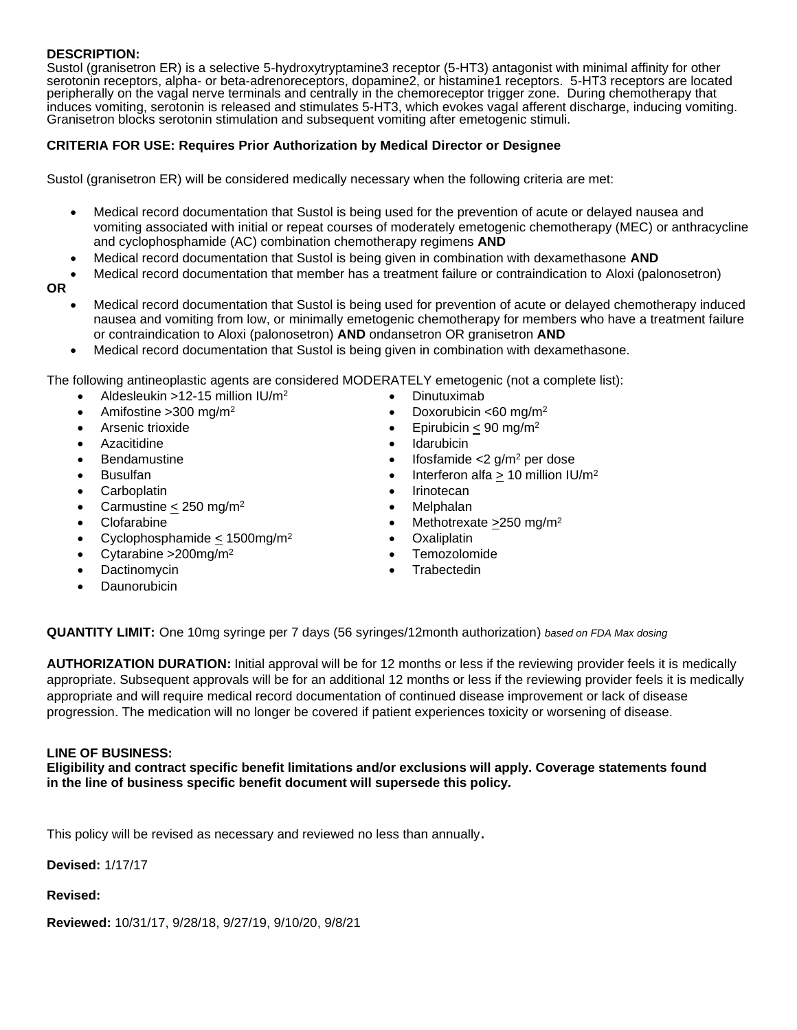**DESCRIPTION:**
Sustol (granisetron ER) is a selective 5-hydroxytryptamine3 receptor (5-HT3) antagonist with minimal affinity for other serotonin receptors, alpha- or beta-adrenoreceptors, dopamine2, or histamine1 receptors. 5-HT3 receptors are located peripherally on the vagal nerve terminals and centrally in the chemoreceptor trigger zone. During chemotherapy that induces vomiting, serotonin is released and stimulates 5-HT3, which evokes vagal afferent discharge, inducing vomiting. Granisetron blocks serotonin stimulation and subsequent vomiting after emetogenic stimuli.

**CRITERIA FOR USE: Requires Prior Authorization by Medical Director or Designee**

Sustol (granisetron ER) will be considered medically necessary when the following criteria are met:

- Medical record documentation that Sustol is being used for the prevention of acute or delayed nausea and vomiting associated with initial or repeat courses of moderately emetogenic chemotherapy (MEC) or anthracycline and cyclophosphamide (AC) combination chemotherapy regimens **AND**
- Medical record documentation that Sustol is being given in combination with dexamethasone **AND**
- Medical record documentation that member has a treatment failure or contraindication to Aloxi (palonosetron)

**OR**

- Medical record documentation that Sustol is being used for prevention of acute or delayed chemotherapy induced nausea and vomiting from low, or minimally emetogenic chemotherapy for members who have a treatment failure or contraindication to Aloxi (palonosetron) **AND** ondansetron OR granisetron **AND**
- Medical record documentation that Sustol is being given in combination with dexamethasone.

The following antineoplastic agents are considered MODERATELY emetogenic (not a complete list):

- Aldesleukin >12-15 million IU/m$^2$
- Amifostine >300 mg/m$^2$
- Arsenic trioxide
- Azacitidine
- Bendamustine
- Busulfan
- Carboplatin
- Carmustine $\leq$ 250 mg/m$^2$
- Clofarabine
- Cyclophosphamide $\leq$ 1500mg/m$^2$
- Cytarabine >200mg/m$^2$
- Dactinomycin
- Daunorubicin
- Dinutuximab
- Doxorubicin <60 mg/m$^2$
- Epirubicin $\leq$ 90 mg/m$^2$
- Idarubicin
- Ifosfamide <2 g/m$^2$ per dose
- Interferon alfa $\geq$ 10 million IU/m$^2$
- Irinotecan
- Melphalan
- Methotrexate $\geq$250 mg/m$^2$
- Oxaliplatin
- Temozolomide
- Trabectedin

**QUANTITY LIMIT:** One 10mg syringe per 7 days (56 syringes/12month authorization) *based on FDA Max dosing*

**AUTHORIZATION DURATION:** Initial approval will be for 12 months or less if the reviewing provider feels it is medically appropriate. Subsequent approvals will be for an additional 12 months or less if the reviewing provider feels it is medically appropriate and will require medical record documentation of continued disease improvement or lack of disease progression. The medication will no longer be covered if patient experiences toxicity or worsening of disease.

**LINE OF BUSINESS:**
**Eligibility and contract specific benefit limitations and/or exclusions will apply. Coverage statements found in the line of business specific benefit document will supersede this policy.**

This policy will be revised as necessary and reviewed no less than annually.

**Devised:** 1/17/17

**Revised:**

**Reviewed:** 10/31/17, 9/28/18, 9/27/19, 9/10/20, 9/8/21